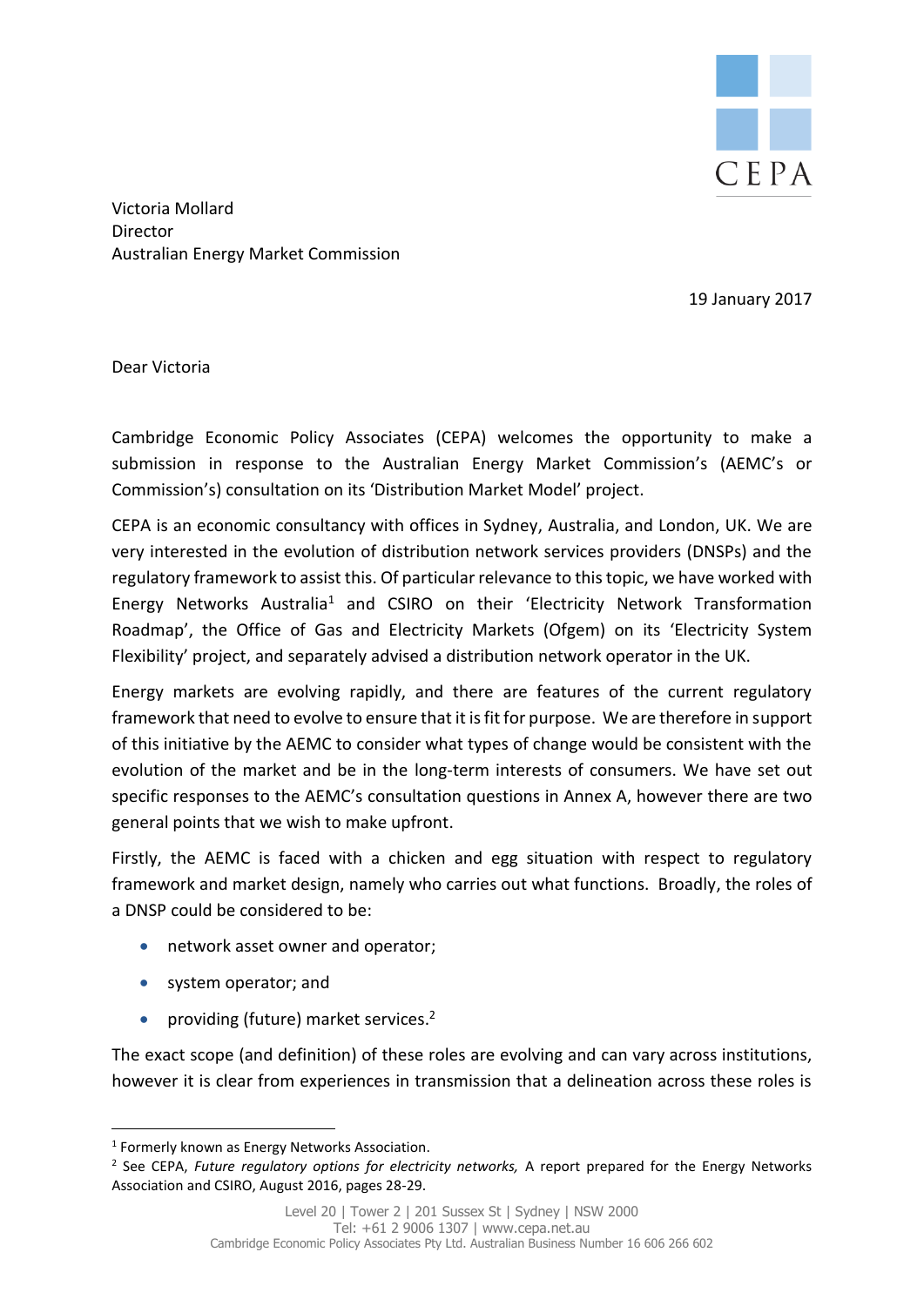CEPA

Victoria Mollard
Director
Australian Energy Market Commission

19 January 2017

Dear Victoria

Cambridge Economic Policy Associates (CEPA) welcomes the opportunity to make a submission in response to the Australian Energy Market Commission's (AEMC's or Commission's) consultation on its 'Distribution Market Model' project.

CEPA is an economic consultancy with offices in Sydney, Australia, and London, UK. We are very interested in the evolution of distribution network services providers (DNSPs) and the regulatory framework to assist this. Of particular relevance to this topic, we have worked with Energy Networks Australia[1] and CSIRO on their 'Electricity Network Transformation Roadmap', the Office of Gas and Electricity Markets (Ofgem) on its 'Electricity System Flexibility' project, and separately advised a distribution network operator in the UK.

Energy markets are evolving rapidly, and there are features of the current regulatory framework that need to evolve to ensure that it is fit for purpose. We are therefore in support of this initiative by the AEMC to consider what types of change would be consistent with the evolution of the market and be in the long-term interests of consumers. We have set out specific responses to the AEMC's consultation questions in Annex A, however there are two general points that we wish to make upfront.

Firstly, the AEMC is faced with a chicken and egg situation with respect to regulatory framework and market design, namely who carries out what functions. Broadly, the roles of a DNSP could be considered to be:

- network asset owner and operator;
- system operator; and
- providing (future) market services.[2]

The exact scope (and definition) of these roles are evolving and can vary across institutions, however it is clear from experiences in transmission that a delineation across these roles is

---

[1] Formerly known as Energy Networks Association.

[2] See CEPA, *Future regulatory options for electricity networks,* A report prepared for the Energy Networks Association and CSIRO, August 2016, pages 28-29.

Level 20 | Tower 2 | 201 Sussex St | Sydney | NSW 2000
Tel: +61 2 9006 1307 | www.cepa.net.au
Cambridge Economic Policy Associates Pty Ltd. Australian Business Number 16 606 266 602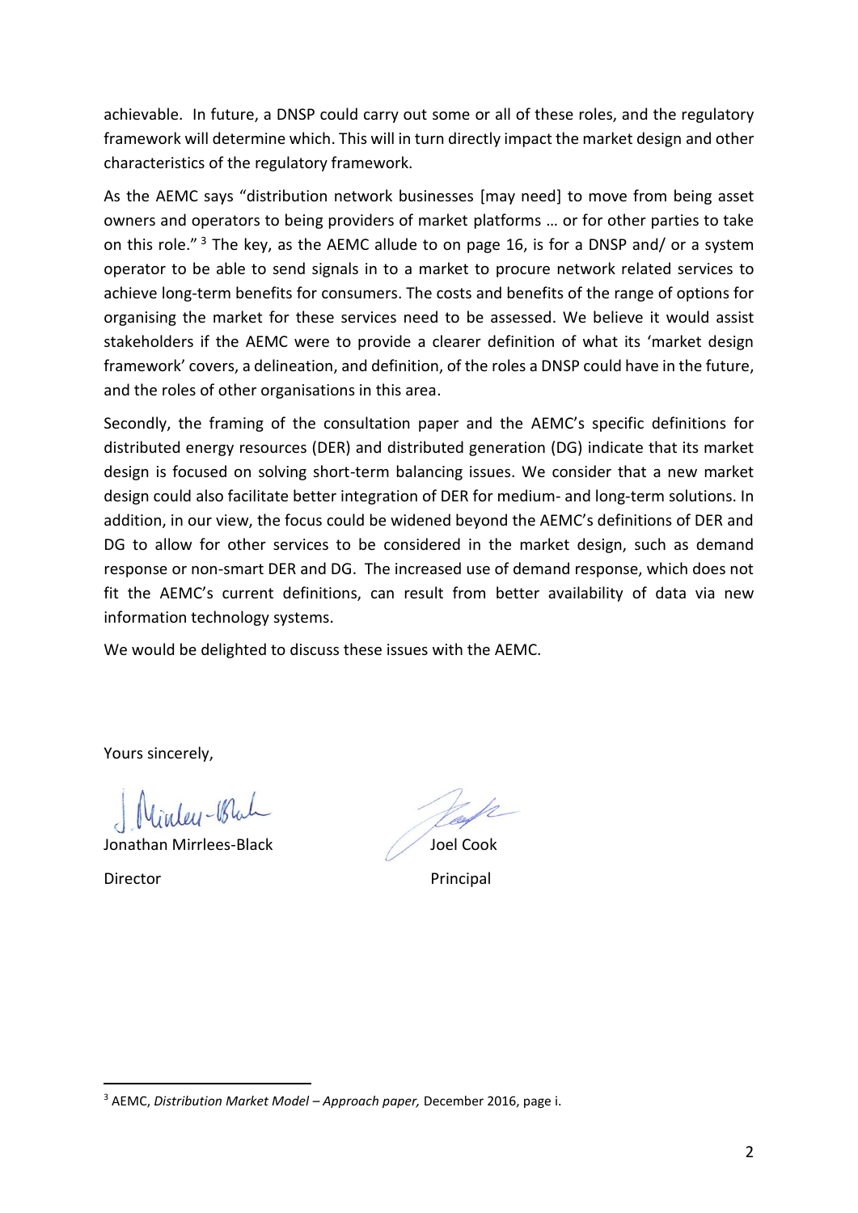achievable. In future, a DNSP could carry out some or all of these roles, and the regulatory framework will determine which. This will in turn directly impact the market design and other characteristics of the regulatory framework.

As the AEMC says "distribution network businesses [may need] to move from being asset owners and operators to being providers of market platforms … or for other parties to take on this role." [3] The key, as the AEMC allude to on page 16, is for a DNSP and/ or a system operator to be able to send signals in to a market to procure network related services to achieve long-term benefits for consumers. The costs and benefits of the range of options for organising the market for these services need to be assessed. We believe it would assist stakeholders if the AEMC were to provide a clearer definition of what its 'market design framework' covers, a delineation, and definition, of the roles a DNSP could have in the future, and the roles of other organisations in this area.

Secondly, the framing of the consultation paper and the AEMC's specific definitions for distributed energy resources (DER) and distributed generation (DG) indicate that its market design is focused on solving short-term balancing issues. We consider that a new market design could also facilitate better integration of DER for medium- and long-term solutions. In addition, in our view, the focus could be widened beyond the AEMC's definitions of DER and DG to allow for other services to be considered in the market design, such as demand response or non-smart DER and DG. The increased use of demand response, which does not fit the AEMC's current definitions, can result from better availability of data via new information technology systems.

We would be delighted to discuss these issues with the AEMC.

Yours sincerely,

Jonathan Mirrlees-Black
Director

Joel Cook
Principal

---

[3] AEMC, *Distribution Market Model – Approach paper,* December 2016, page i.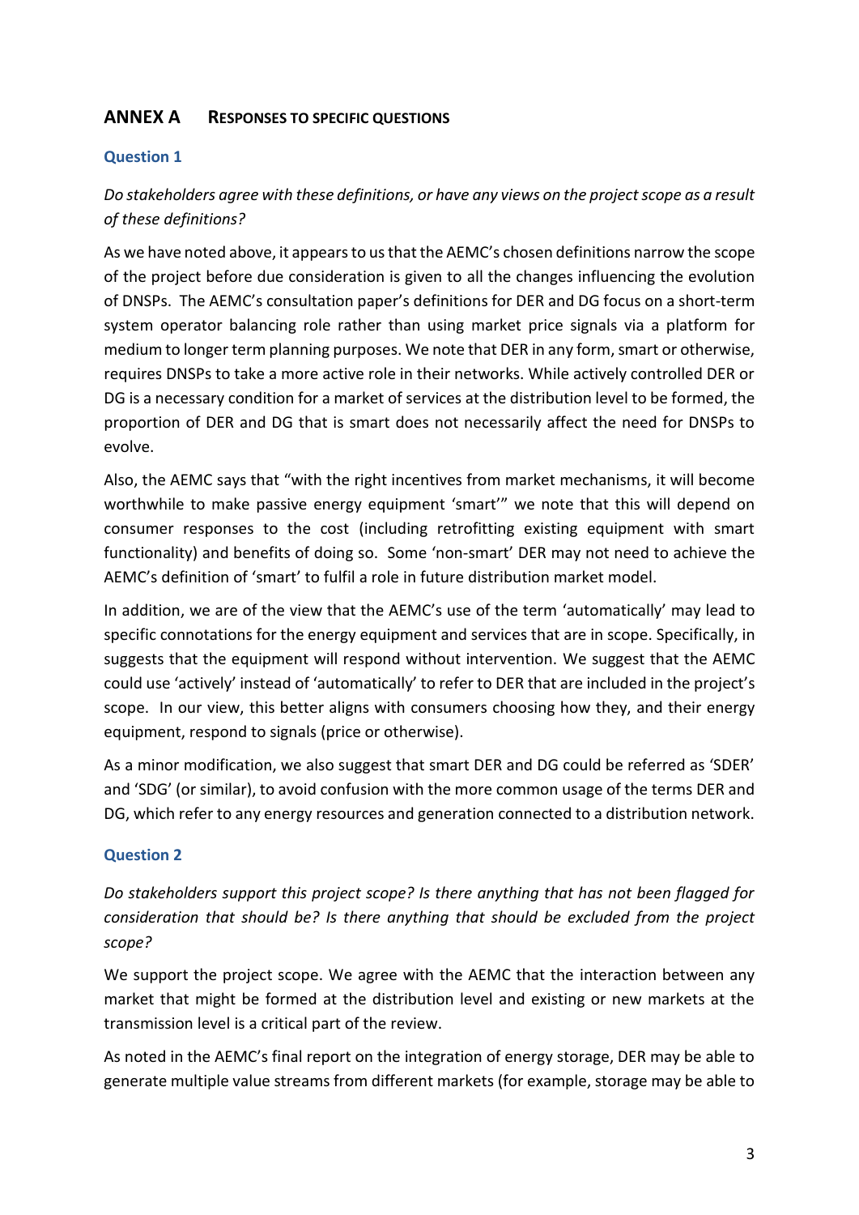## ANNEX A RESPONSES TO SPECIFIC QUESTIONS

### Question 1

*Do stakeholders agree with these definitions, or have any views on the project scope as a result of these definitions?*

As we have noted above, it appears to us that the AEMC's chosen definitions narrow the scope of the project before due consideration is given to all the changes influencing the evolution of DNSPs. The AEMC's consultation paper's definitions for DER and DG focus on a short-term system operator balancing role rather than using market price signals via a platform for medium to longer term planning purposes. We note that DER in any form, smart or otherwise, requires DNSPs to take a more active role in their networks. While actively controlled DER or DG is a necessary condition for a market of services at the distribution level to be formed, the proportion of DER and DG that is smart does not necessarily affect the need for DNSPs to evolve.

Also, the AEMC says that "with the right incentives from market mechanisms, it will become worthwhile to make passive energy equipment 'smart'" we note that this will depend on consumer responses to the cost (including retrofitting existing equipment with smart functionality) and benefits of doing so. Some 'non-smart' DER may not need to achieve the AEMC's definition of 'smart' to fulfil a role in future distribution market model.

In addition, we are of the view that the AEMC's use of the term 'automatically' may lead to specific connotations for the energy equipment and services that are in scope. Specifically, in suggests that the equipment will respond without intervention. We suggest that the AEMC could use 'actively' instead of 'automatically' to refer to DER that are included in the project's scope. In our view, this better aligns with consumers choosing how they, and their energy equipment, respond to signals (price or otherwise).

As a minor modification, we also suggest that smart DER and DG could be referred as 'SDER' and 'SDG' (or similar), to avoid confusion with the more common usage of the terms DER and DG, which refer to any energy resources and generation connected to a distribution network.

### Question 2

*Do stakeholders support this project scope? Is there anything that has not been flagged for consideration that should be? Is there anything that should be excluded from the project scope?*

We support the project scope. We agree with the AEMC that the interaction between any market that might be formed at the distribution level and existing or new markets at the transmission level is a critical part of the review.

As noted in the AEMC's final report on the integration of energy storage, DER may be able to generate multiple value streams from different markets (for example, storage may be able to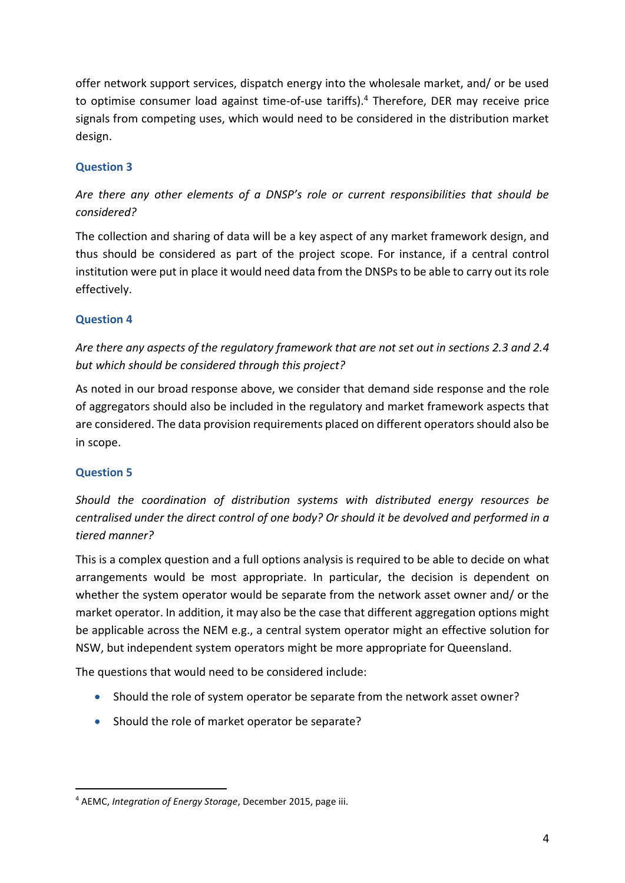offer network support services, dispatch energy into the wholesale market, and/ or be used to optimise consumer load against time-of-use tariffs).[4] Therefore, DER may receive price signals from competing uses, which would need to be considered in the distribution market design.

### Question 3

*Are there any other elements of a DNSP's role or current responsibilities that should be considered?*

The collection and sharing of data will be a key aspect of any market framework design, and thus should be considered as part of the project scope. For instance, if a central control institution were put in place it would need data from the DNSPs to be able to carry out its role effectively.

### Question 4

*Are there any aspects of the regulatory framework that are not set out in sections 2.3 and 2.4 but which should be considered through this project?*

As noted in our broad response above, we consider that demand side response and the role of aggregators should also be included in the regulatory and market framework aspects that are considered. The data provision requirements placed on different operators should also be in scope.

### Question 5

*Should the coordination of distribution systems with distributed energy resources be centralised under the direct control of one body? Or should it be devolved and performed in a tiered manner?*

This is a complex question and a full options analysis is required to be able to decide on what arrangements would be most appropriate. In particular, the decision is dependent on whether the system operator would be separate from the network asset owner and/ or the market operator. In addition, it may also be the case that different aggregation options might be applicable across the NEM e.g., a central system operator might an effective solution for NSW, but independent system operators might be more appropriate for Queensland.

The questions that would need to be considered include:

- Should the role of system operator be separate from the network asset owner?
- Should the role of market operator be separate?

---

[4] AEMC, *Integration of Energy Storage*, December 2015, page iii.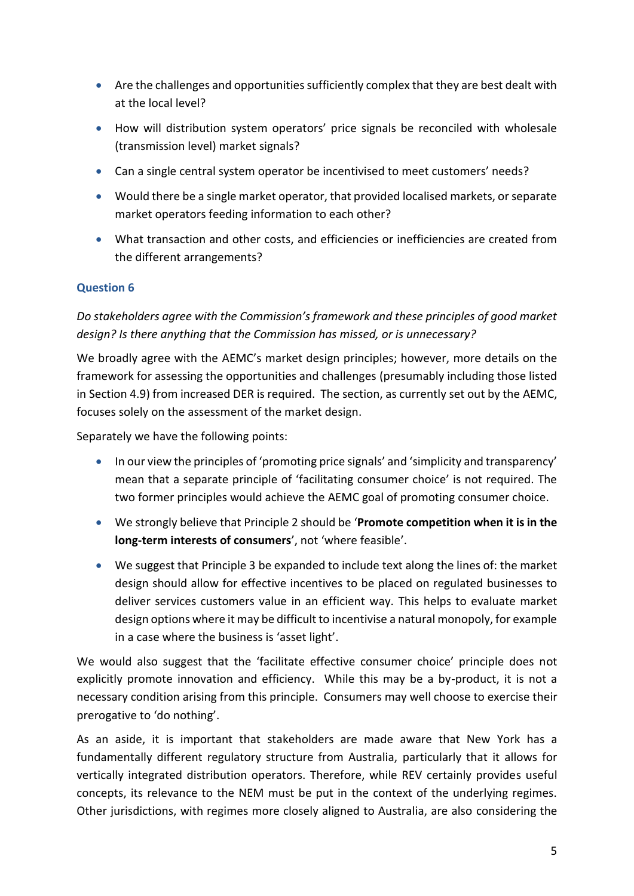- Are the challenges and opportunities sufficiently complex that they are best dealt with at the local level?
- How will distribution system operators' price signals be reconciled with wholesale (transmission level) market signals?
- Can a single central system operator be incentivised to meet customers' needs?
- Would there be a single market operator, that provided localised markets, or separate market operators feeding information to each other?
- What transaction and other costs, and efficiencies or inefficiencies are created from the different arrangements?

### Question 6

*Do stakeholders agree with the Commission's framework and these principles of good market design? Is there anything that the Commission has missed, or is unnecessary?*

We broadly agree with the AEMC's market design principles; however, more details on the framework for assessing the opportunities and challenges (presumably including those listed in Section 4.9) from increased DER is required. The section, as currently set out by the AEMC, focuses solely on the assessment of the market design.

Separately we have the following points:

- In our view the principles of 'promoting price signals' and 'simplicity and transparency' mean that a separate principle of 'facilitating consumer choice' is not required. The two former principles would achieve the AEMC goal of promoting consumer choice.
- We strongly believe that Principle 2 should be '**Promote competition when it is in the long-term interests of consumers**', not 'where feasible'.
- We suggest that Principle 3 be expanded to include text along the lines of: the market design should allow for effective incentives to be placed on regulated businesses to deliver services customers value in an efficient way. This helps to evaluate market design options where it may be difficult to incentivise a natural monopoly, for example in a case where the business is 'asset light'.

We would also suggest that the 'facilitate effective consumer choice' principle does not explicitly promote innovation and efficiency. While this may be a by-product, it is not a necessary condition arising from this principle. Consumers may well choose to exercise their prerogative to 'do nothing'.

As an aside, it is important that stakeholders are made aware that New York has a fundamentally different regulatory structure from Australia, particularly that it allows for vertically integrated distribution operators. Therefore, while REV certainly provides useful concepts, its relevance to the NEM must be put in the context of the underlying regimes. Other jurisdictions, with regimes more closely aligned to Australia, are also considering the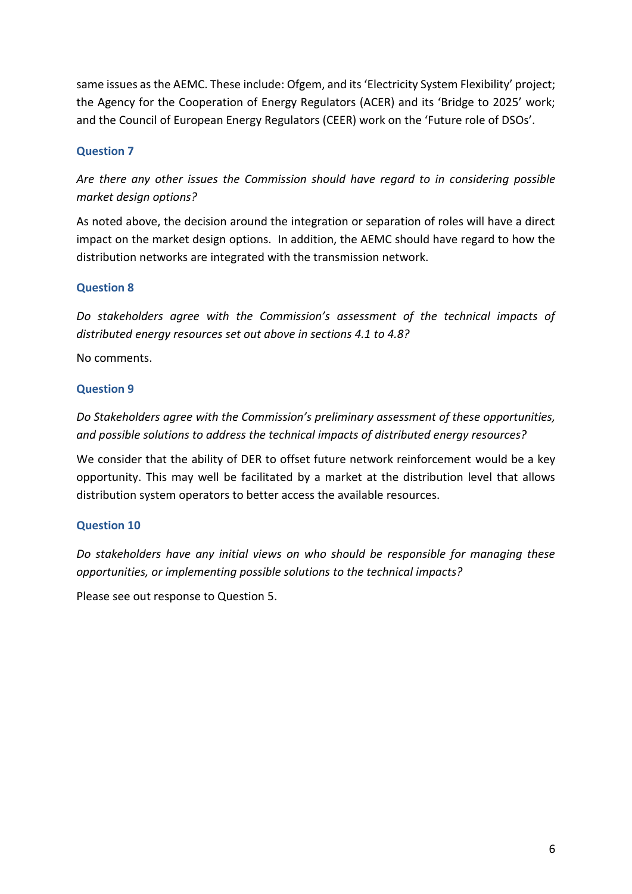same issues as the AEMC. These include: Ofgem, and its 'Electricity System Flexibility' project; the Agency for the Cooperation of Energy Regulators (ACER) and its 'Bridge to 2025' work; and the Council of European Energy Regulators (CEER) work on the 'Future role of DSOs'.

### Question 7

*Are there any other issues the Commission should have regard to in considering possible market design options?*

As noted above, the decision around the integration or separation of roles will have a direct impact on the market design options. In addition, the AEMC should have regard to how the distribution networks are integrated with the transmission network.

### Question 8

*Do stakeholders agree with the Commission's assessment of the technical impacts of distributed energy resources set out above in sections 4.1 to 4.8?*

No comments.

### Question 9

*Do Stakeholders agree with the Commission's preliminary assessment of these opportunities, and possible solutions to address the technical impacts of distributed energy resources?*

We consider that the ability of DER to offset future network reinforcement would be a key opportunity. This may well be facilitated by a market at the distribution level that allows distribution system operators to better access the available resources.

### Question 10

*Do stakeholders have any initial views on who should be responsible for managing these opportunities, or implementing possible solutions to the technical impacts?*

Please see out response to Question 5.